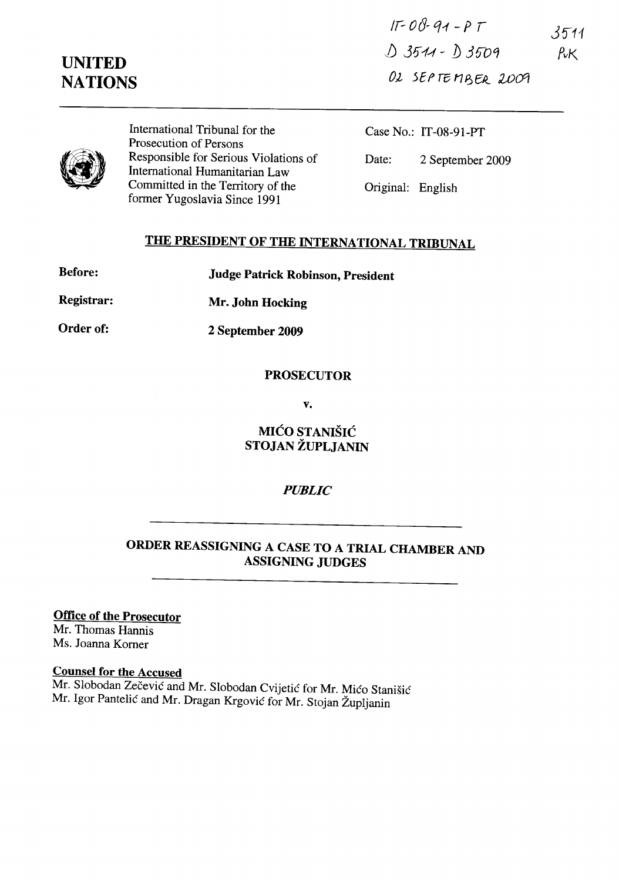IT-08-91-PT
D 3511 - D 3509
02 SEPTEMBER 2009

3511
PvK

**UNITED NATIONS**

International Tribunal for the Prosecution of Persons Responsible for Serious Violations of International Humanitarian Law Committed in the Territory of the former Yugoslavia Since 1991

Case No.: IT-08-91-PT

Date: 2 September 2009

Original: English

## THE PRESIDENT OF THE INTERNATIONAL TRIBUNAL

**Before:** **Judge Patrick Robinson, President**

**Registrar:** **Mr. John Hocking**

**Order of:** **2 September 2009**

**PROSECUTOR**

**v.**

**MIĆO STANIŠIĆ**
**STOJAN ŽUPLJANIN**

***PUBLIC***

## ORDER REASSIGNING A CASE TO A TRIAL CHAMBER AND ASSIGNING JUDGES

**Office of the Prosecutor**
Mr. Thomas Hannis
Ms. Joanna Korner

**Counsel for the Accused**
Mr. Slobodan Zečević and Mr. Slobodan Cvijetić for Mr. Mićo Stanišić
Mr. Igor Pantelić and Mr. Dragan Krgović for Mr. Stojan Župljanin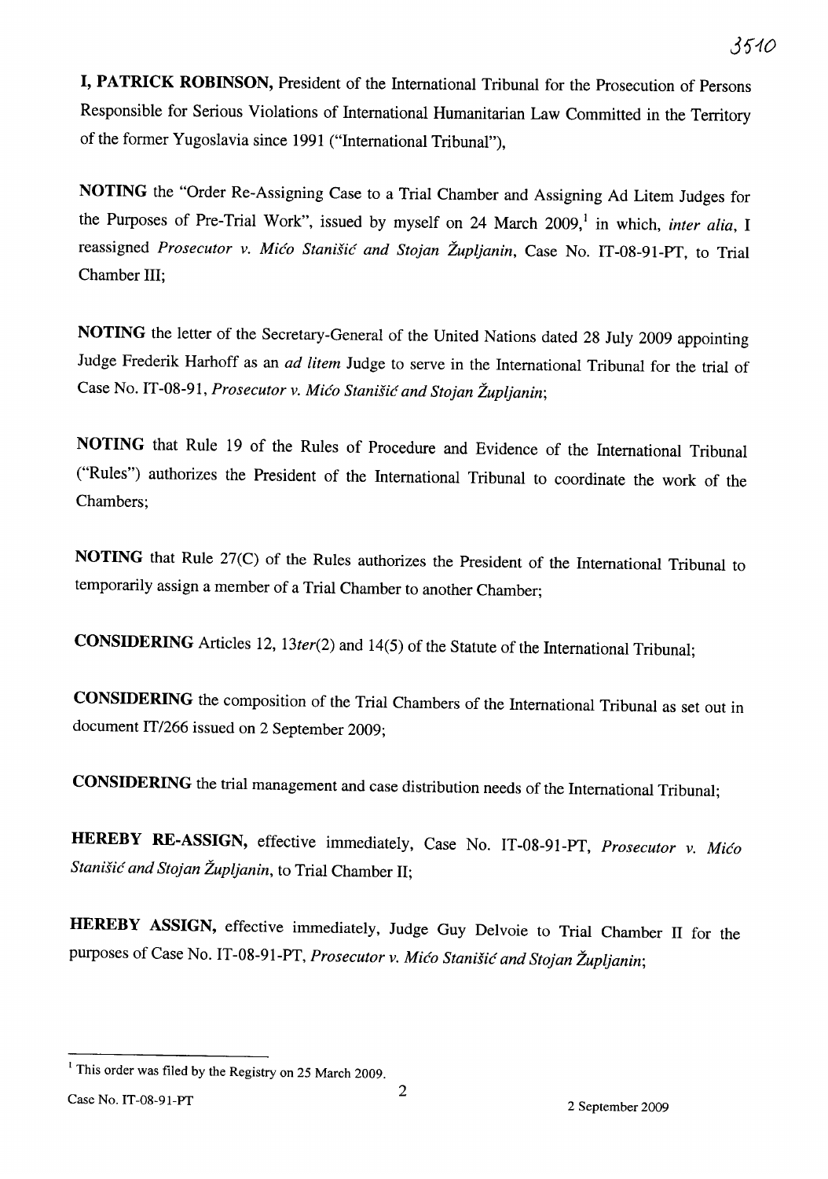**I, PATRICK ROBINSON,** President of the International Tribunal for the Prosecution of Persons Responsible for Serious Violations of International Humanitarian Law Committed in the Territory of the former Yugoslavia since 1991 ("International Tribunal"),

**NOTING** the "Order Re-Assigning Case to a Trial Chamber and Assigning Ad Litem Judges for the Purposes of Pre-Trial Work", issued by myself on 24 March 2009,[1] in which, *inter alia*, I reassigned *Prosecutor v. Mićo Stanišić and Stojan Župljanin*, Case No. IT-08-91-PT, to Trial Chamber III;

**NOTING** the letter of the Secretary-General of the United Nations dated 28 July 2009 appointing Judge Frederik Harhoff as an *ad litem* Judge to serve in the International Tribunal for the trial of Case No. IT-08-91, *Prosecutor v. Mićo Stanišić and Stojan Župljanin*;

**NOTING** that Rule 19 of the Rules of Procedure and Evidence of the International Tribunal ("Rules") authorizes the President of the International Tribunal to coordinate the work of the Chambers;

**NOTING** that Rule 27(C) of the Rules authorizes the President of the International Tribunal to temporarily assign a member of a Trial Chamber to another Chamber;

**CONSIDERING** Articles 12, 13*ter*(2) and 14(5) of the Statute of the International Tribunal;

**CONSIDERING** the composition of the Trial Chambers of the International Tribunal as set out in document IT/266 issued on 2 September 2009;

**CONSIDERING** the trial management and case distribution needs of the International Tribunal;

**HEREBY RE-ASSIGN,** effective immediately, Case No. IT-08-91-PT, *Prosecutor v. Mićo Stanišić and Stojan Župljanin*, to Trial Chamber II;

**HEREBY ASSIGN,** effective immediately, Judge Guy Delvoie to Trial Chamber II for the purposes of Case No. IT-08-91-PT, *Prosecutor v. Mićo Stanišić and Stojan Župljanin*;

---

[1] This order was filed by the Registry on 25 March 2009.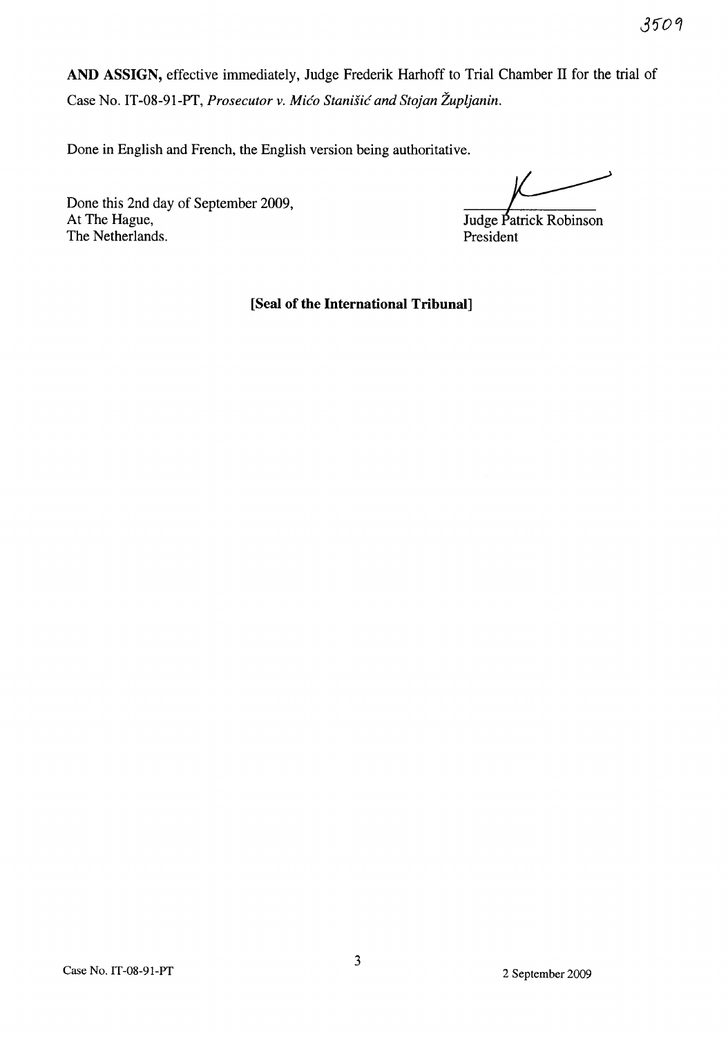**AND ASSIGN,** effective immediately, Judge Frederik Harhoff to Trial Chamber II for the trial of Case No. IT-08-91-PT, *Prosecutor v. Mićo Stanišić and Stojan Župljanin.*

Done in English and French, the English version being authoritative.

Done this 2nd day of September 2009,
At The Hague,
The Netherlands.

Judge Patrick Robinson
President

**[Seal of the International Tribunal]**